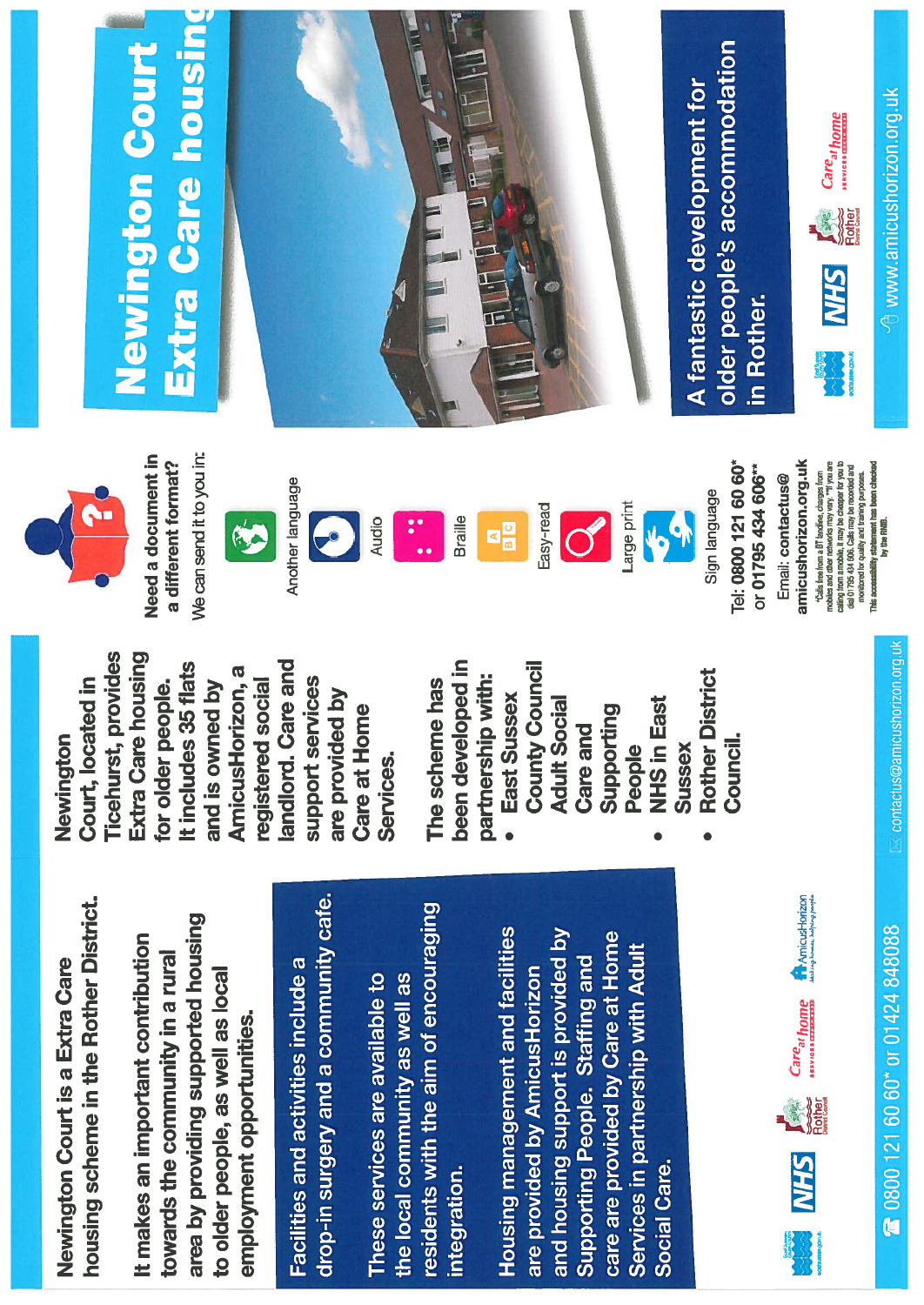Newington Court is a Extra Care housing scheme in the Rother District.

It makes an important contribution towards the community in a rural area by providing supported housing to older people, as well as local employment opportunities.

Facilities and activities include a drop-in surgery and a community café.

These services are available to the local community as well as residents with the aim of encouraging integration.

Housing management and facilities are provided by AmicusHorizon and housing support is provided by Supporting People. Staffing and care are provided by Care at Home Services in partnership with Adult Social Care.

0800 121 60 60* or 01424 848088

Newington Court, located in Ticehurst, provides Extra Care housing for older people. It includes 35 flats and is owned by AmicusHorizon, a registered social landlord. Care and support services are provided by Care at Home Services.

The scheme has been developed in partnership with:

- East Sussex County Council Adult Social Care and Supporting People
- NHS in East Sussex
- Rother District Council.

contactus@amicushorizon.org.uk

**Need a document in a different format?**

We can send it to you in:

- Another language
- Audio
- Braille
- Easy-read
- Large print
- Sign language

Tel: 0800 121 60 60* or 01795 434 606**

Email: contactus@amicushorizon.org.uk

*Calls free from a BT landline, charges from mobiles and other networks may vary. **If you are calling from a mobile, it may be cheaper for you to dial 01795 434 606. Calls may be recorded and monitored for quality and training purposes. This accessibility statement has been checked by the RNIB.

# Newington Court Extra Care housing

## A fantastic development for older people's accommodation in Rother.

www.amicushorizon.org.uk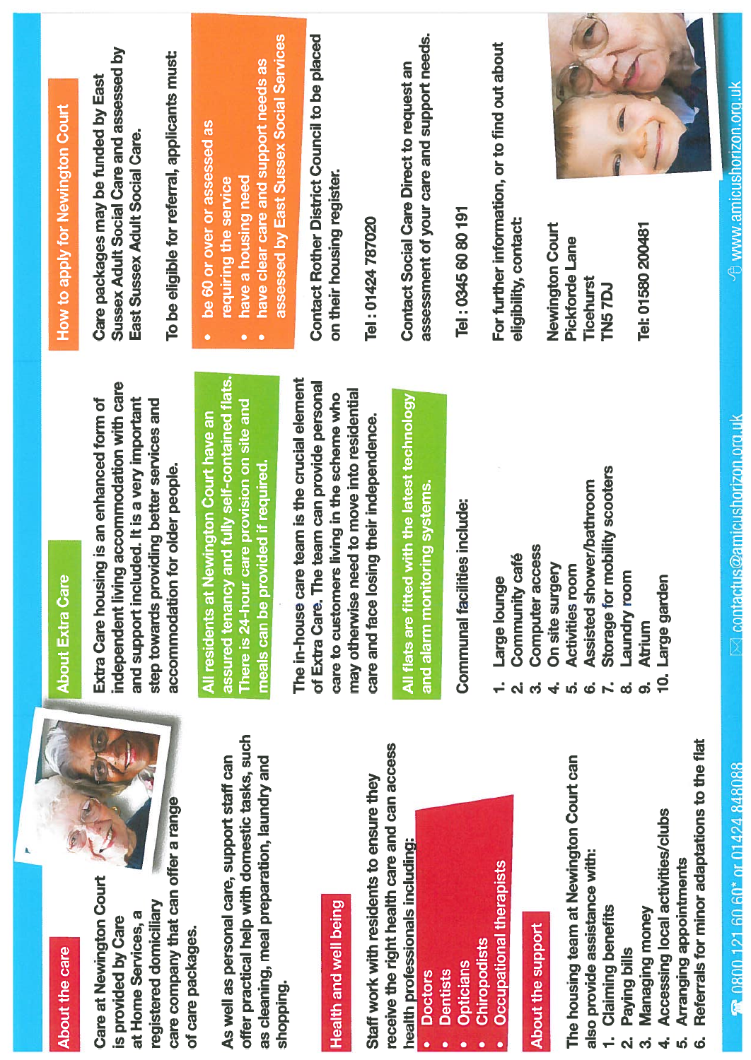## About the care

Care at Newington Court is provided by Care at Home Services, a registered domiciliary care company that can offer a range of care packages.

As well as personal care, support staff can offer practical help with domestic tasks, such as cleaning, meal preparation, laundry and shopping.

## Health and well being

Staff work with residents to ensure they receive the right health care and can access health professionals including:

- Doctors
- Dentists
- Opticians
- Chiropodists
- Occupational therapists

## About the support

The housing team at Newington Court can also provide assistance with:

1. Claiming benefits
2. Paying bills
3. Managing money
4. Accessing local activities/clubs
5. Arranging appointments
6. Referrals for minor adaptations to the flat

## About Extra Care

Extra Care housing is an enhanced form of independent living accommodation with care and support included. It is a very important step towards providing better services and accommodation for older people.

**All residents at Newington Court have an assured tenancy and fully self-contained flats. There is 24-hour care provision on site and meals can be provided if required.**

The in-house care team is the crucial element of Extra Care. The team can provide personal care to customers living in the scheme who may otherwise need to move into residential care and face losing their independence.

**All flats are fitted with the latest technology and alarm monitoring systems.**

Communal facilities include:

1. Large lounge
2. Community café
3. Computer access
4. On site surgery
5. Activities room
6. Assisted shower/bathroom
7. Storage for mobility scooters
8. Laundry room
9. Atrium
10. Large garden

## How to apply for Newington Court

Care packages may be funded by East Sussex Adult Social Care and assessed by East Sussex Adult Social Care.

To be eligible for referral, applicants must:

- be 60 or over or assessed as requiring the service
- have a housing need
- have clear care and support needs as assessed by East Sussex Social Services

Contact Rother District Council to be placed on their housing register.

Tel : 01424 787020

Contact Social Care Direct to request an assessment of your care and support needs.

Tel : 0345 60 80 191

For further information, or to find out about eligibility, contact:

Newington Court
Pickforde Lane
Ticehurst
TN5 7DJ

Tel: 01580 200481

0800 121 60 60* or 01424 848088 | contactus@amicushorizon.org.uk | www.amicushorizon.org.uk